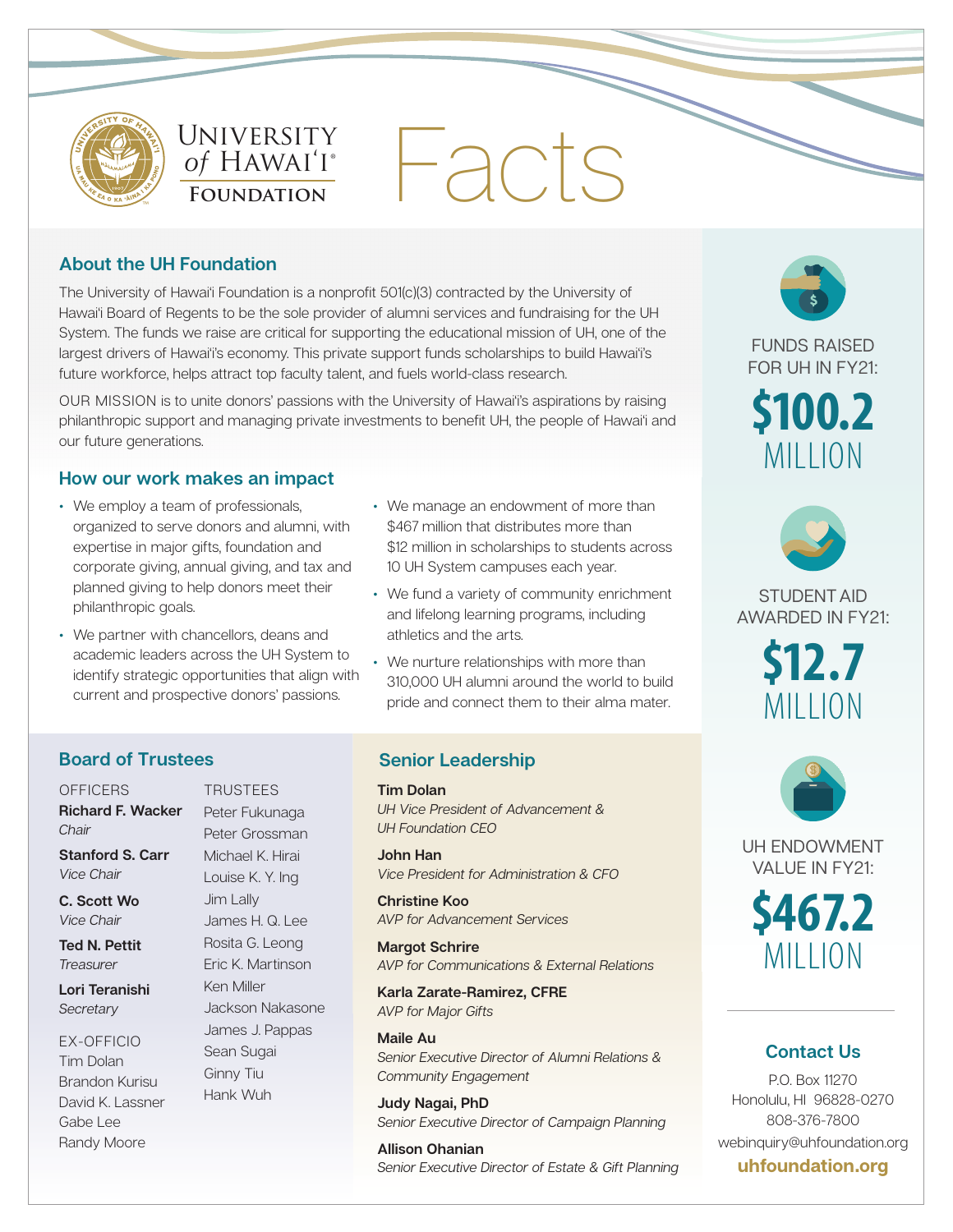# University of Hawaiʻi Foundation Facts

## About the UH Foundation

The University of Hawaiʻi Foundation is a nonprofit 501(c)(3) contracted by the University of Hawaiʻi Board of Regents to be the sole provider of alumni services and fundraising for the UH System. The funds we raise are critical for supporting the educational mission of UH, one of the largest drivers of Hawaiʻi's economy. This private support funds scholarships to build Hawaiʻi's future workforce, helps attract top faculty talent, and fuels world-class research.

OUR MISSION is to unite donors' passions with the University of Hawaiʻi's aspirations by raising philanthropic support and managing private investments to benefit UH, the people of Hawaiʻi and our future generations.

## How our work makes an impact

- We employ a team of professionals, organized to serve donors and alumni, with expertise in major gifts, foundation and corporate giving, annual giving, and tax and planned giving to help donors meet their philanthropic goals.
- We partner with chancellors, deans and academic leaders across the UH System to identify strategic opportunities that align with current and prospective donors' passions.
- We manage an endowment of more than $467 million that distributes more than $12 million in scholarships to students across 10 UH System campuses each year.
- We fund a variety of community enrichment and lifelong learning programs, including athletics and the arts.
- We nurture relationships with more than 310,000 UH alumni around the world to build pride and connect them to their alma mater.

FUNDS RAISED FOR UH IN FY21:
**$100.2 MILLION**

STUDENT AID AWARDED IN FY21:
**$12.7 MILLION**

UH ENDOWMENT VALUE IN FY21:
**$467.2 MILLION**

## Board of Trustees

OFFICERS

**Richard F. Wacker**
*Chair*

**Stanford S. Carr**
*Vice Chair*

**C. Scott Wo**
*Vice Chair*

**Ted N. Pettit**
*Treasurer*

**Lori Teranishi**
*Secretary*

EX-OFFICIO
Tim Dolan
Brandon Kurisu
David K. Lassner
Gabe Lee
Randy Moore

TRUSTEES
Peter Fukunaga
Peter Grossman
Michael K. Hirai
Louise K. Y. Ing
Jim Lally
James H. Q. Lee
Rosita G. Leong
Eric K. Martinson
Ken Miller
Jackson Nakasone
James J. Pappas
Sean Sugai
Ginny Tiu
Hank Wuh

## Senior Leadership

**Tim Dolan**
*UH Vice President of Advancement & UH Foundation CEO*

**John Han**
*Vice President for Administration & CFO*

**Christine Koo**
*AVP for Advancement Services*

**Margot Schrire**
*AVP for Communications & External Relations*

**Karla Zarate-Ramirez, CFRE**
*AVP for Major Gifts*

**Maile Au**
*Senior Executive Director of Alumni Relations & Community Engagement*

**Judy Nagai, PhD**
*Senior Executive Director of Campaign Planning*

**Allison Ohanian**
*Senior Executive Director of Estate & Gift Planning*

## Contact Us

P.O. Box 11270
Honolulu, HI 96828-0270
808-376-7800
webinquiry@uhfoundation.org
**uhfoundation.org**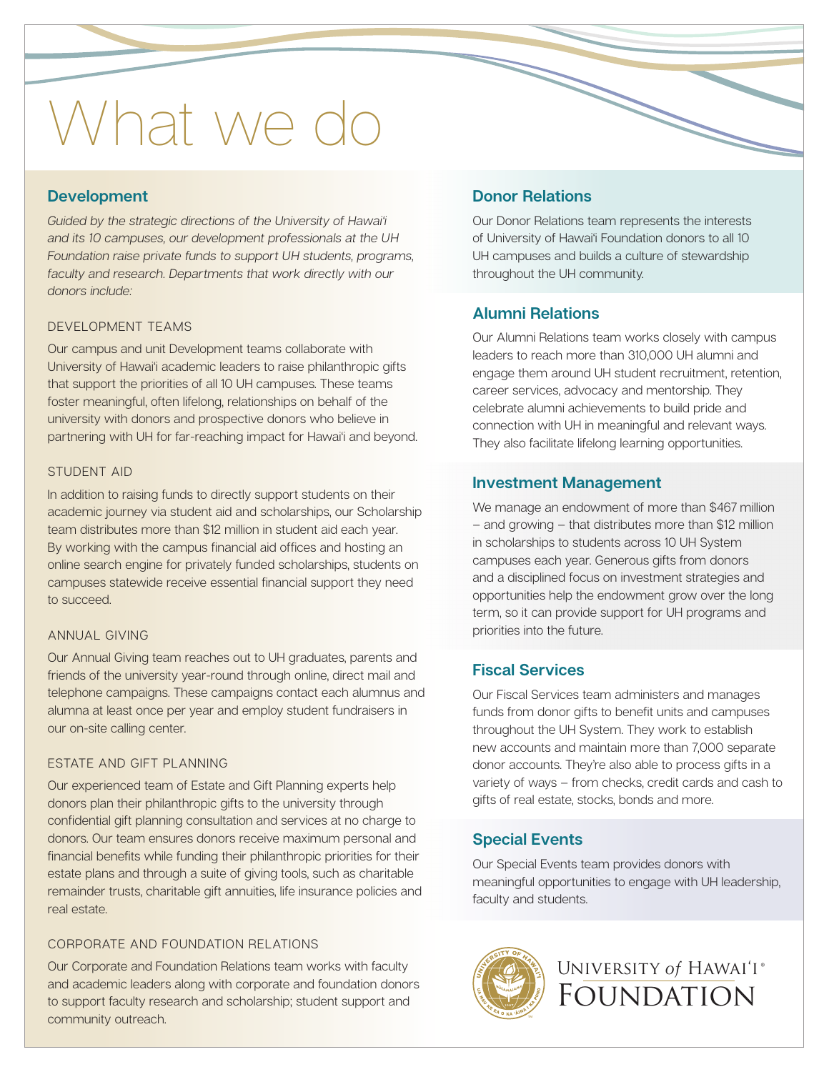# What we do

## Development

*Guided by the strategic directions of the University of Hawai'i and its 10 campuses, our development professionals at the UH Foundation raise private funds to support UH students, programs, faculty and research. Departments that work directly with our donors include:*

### DEVELOPMENT TEAMS

Our campus and unit Development teams collaborate with University of Hawai'i academic leaders to raise philanthropic gifts that support the priorities of all 10 UH campuses. These teams foster meaningful, often lifelong, relationships on behalf of the university with donors and prospective donors who believe in partnering with UH for far-reaching impact for Hawai'i and beyond.

### STUDENT AID

In addition to raising funds to directly support students on their academic journey via student aid and scholarships, our Scholarship team distributes more than $12 million in student aid each year. By working with the campus financial aid offices and hosting an online search engine for privately funded scholarships, students on campuses statewide receive essential financial support they need to succeed.

### ANNUAL GIVING

Our Annual Giving team reaches out to UH graduates, parents and friends of the university year-round through online, direct mail and telephone campaigns. These campaigns contact each alumnus and alumna at least once per year and employ student fundraisers in our on-site calling center.

### ESTATE AND GIFT PLANNING

Our experienced team of Estate and Gift Planning experts help donors plan their philanthropic gifts to the university through confidential gift planning consultation and services at no charge to donors. Our team ensures donors receive maximum personal and financial benefits while funding their philanthropic priorities for their estate plans and through a suite of giving tools, such as charitable remainder trusts, charitable gift annuities, life insurance policies and real estate.

### CORPORATE AND FOUNDATION RELATIONS

Our Corporate and Foundation Relations team works with faculty and academic leaders along with corporate and foundation donors to support faculty research and scholarship; student support and community outreach.

## Donor Relations

Our Donor Relations team represents the interests of University of Hawai'i Foundation donors to all 10 UH campuses and builds a culture of stewardship throughout the UH community.

## Alumni Relations

Our Alumni Relations team works closely with campus leaders to reach more than 310,000 UH alumni and engage them around UH student recruitment, retention, career services, advocacy and mentorship. They celebrate alumni achievements to build pride and connection with UH in meaningful and relevant ways. They also facilitate lifelong learning opportunities.

## Investment Management

We manage an endowment of more than $467 million – and growing – that distributes more than $12 million in scholarships to students across 10 UH System campuses each year. Generous gifts from donors and a disciplined focus on investment strategies and opportunities help the endowment grow over the long term, so it can provide support for UH programs and priorities into the future.

## Fiscal Services

Our Fiscal Services team administers and manages funds from donor gifts to benefit units and campuses throughout the UH System. They work to establish new accounts and maintain more than 7,000 separate donor accounts. They're also able to process gifts in a variety of ways – from checks, credit cards and cash to gifts of real estate, stocks, bonds and more.

## Special Events

Our Special Events team provides donors with meaningful opportunities to engage with UH leadership, faculty and students.

UNIVERSITY *of* HAWAI'I® FOUNDATION